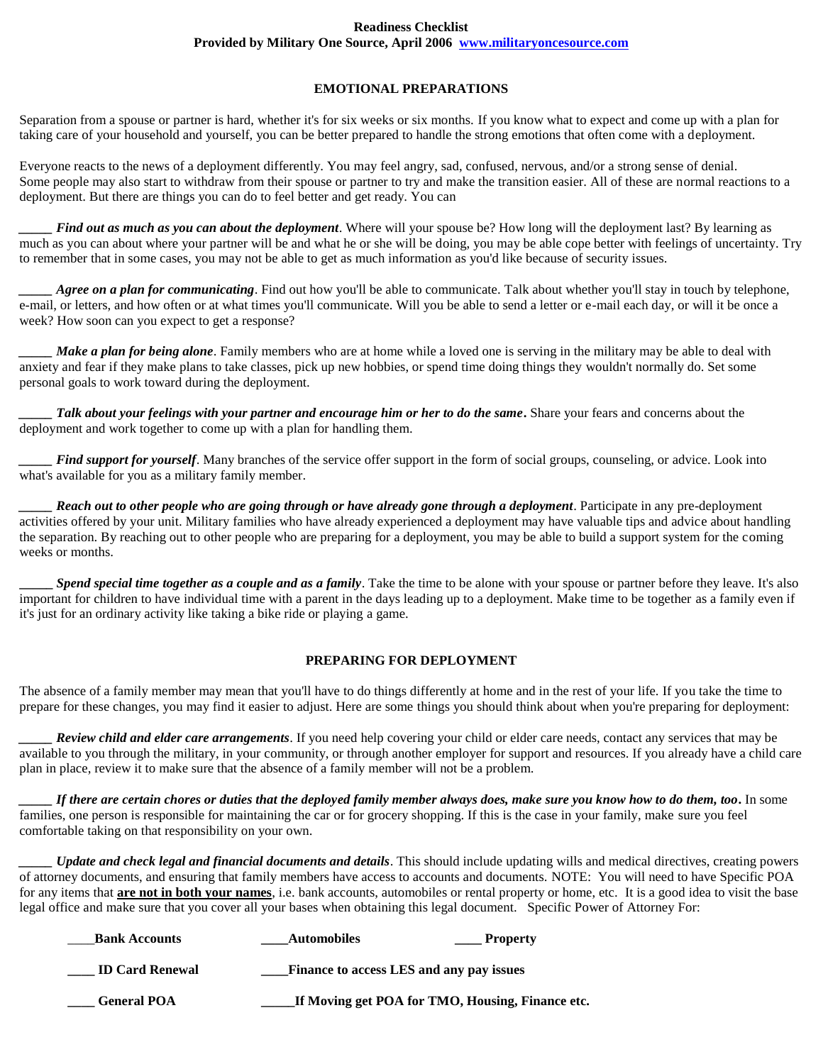**Readiness Checklist**
**Provided by Military One Source, April 2006 www.militaryoncesource.com**

## EMOTIONAL PREPARATIONS

Separation from a spouse or partner is hard, whether it's for six weeks or six months. If you know what to expect and come up with a plan for taking care of your household and yourself, you can be better prepared to handle the strong emotions that often come with a deployment.

Everyone reacts to the news of a deployment differently. You may feel angry, sad, confused, nervous, and/or a strong sense of denial. Some people may also start to withdraw from their spouse or partner to try and make the transition easier. All of these are normal reactions to a deployment. But there are things you can do to feel better and get ready. You can

_____ ***Find out as much as you can about the deployment***. Where will your spouse be? How long will the deployment last? By learning as much as you can about where your partner will be and what he or she will be doing, you may be able cope better with feelings of uncertainty. Try to remember that in some cases, you may not be able to get as much information as you'd like because of security issues.

_____ ***Agree on a plan for communicating***. Find out how you'll be able to communicate. Talk about whether you'll stay in touch by telephone, e-mail, or letters, and how often or at what times you'll communicate. Will you be able to send a letter or e-mail each day, or will it be once a week? How soon can you expect to get a response?

_____ ***Make a plan for being alone***. Family members who are at home while a loved one is serving in the military may be able to deal with anxiety and fear if they make plans to take classes, pick up new hobbies, or spend time doing things they wouldn't normally do. Set some personal goals to work toward during the deployment.

_____ ***Talk about your feelings with your partner and encourage him or her to do the same.*** Share your fears and concerns about the deployment and work together to come up with a plan for handling them.

_____ ***Find support for yourself***. Many branches of the service offer support in the form of social groups, counseling, or advice. Look into what's available for you as a military family member.

_____ ***Reach out to other people who are going through or have already gone through a deployment***. Participate in any pre-deployment activities offered by your unit. Military families who have already experienced a deployment may have valuable tips and advice about handling the separation. By reaching out to other people who are preparing for a deployment, you may be able to build a support system for the coming weeks or months.

_____ ***Spend special time together as a couple and as a family***. Take the time to be alone with your spouse or partner before they leave. It's also important for children to have individual time with a parent in the days leading up to a deployment. Make time to be together as a family even if it's just for an ordinary activity like taking a bike ride or playing a game.

## PREPARING FOR DEPLOYMENT

The absence of a family member may mean that you'll have to do things differently at home and in the rest of your life. If you take the time to prepare for these changes, you may find it easier to adjust. Here are some things you should think about when you're preparing for deployment:

_____ ***Review child and elder care arrangements***. If you need help covering your child or elder care needs, contact any services that may be available to you through the military, in your community, or through another employer for support and resources. If you already have a child care plan in place, review it to make sure that the absence of a family member will not be a problem.

_____ ***If there are certain chores or duties that the deployed family member always does, make sure you know how to do them, too.*** In some families, one person is responsible for maintaining the car or for grocery shopping. If this is the case in your family, make sure you feel comfortable taking on that responsibility on your own.

_____ ***Update and check legal and financial documents and details***. This should include updating wills and medical directives, creating powers of attorney documents, and ensuring that family members have access to accounts and documents. NOTE: You will need to have Specific POA for any items that **are not in both your names**, i.e. bank accounts, automobiles or rental property or home, etc. It is a good idea to visit the base legal office and make sure that you cover all your bases when obtaining this legal document. Specific Power of Attorney For:

____**Bank Accounts** ____**Automobiles** ____ **Property**

____ **ID Card Renewal** ____**Finance to access LES and any pay issues**

____ **General POA** _____**If Moving get POA for TMO, Housing, Finance etc.**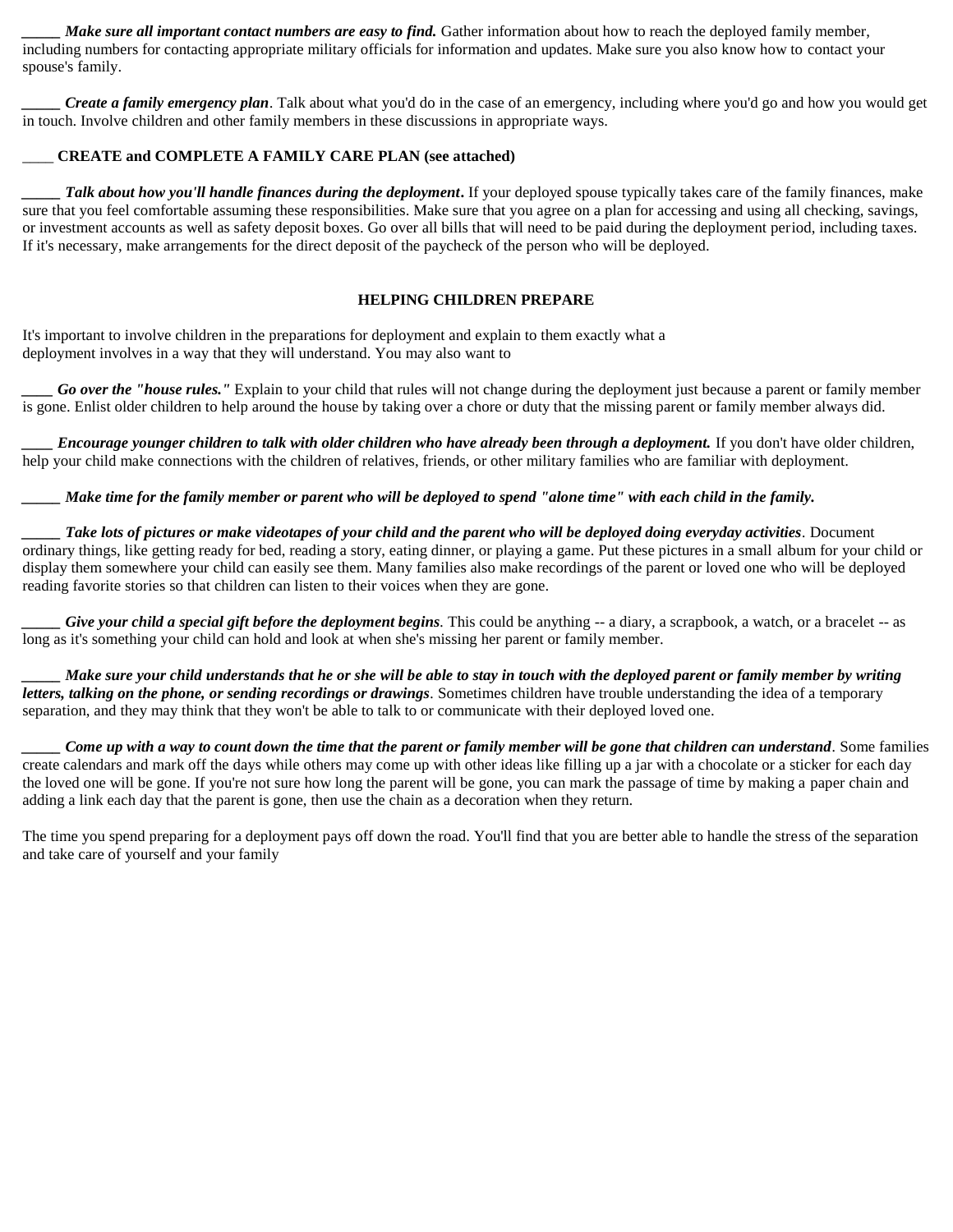_____ ***Make sure all important contact numbers are easy to find.*** Gather information about how to reach the deployed family member, including numbers for contacting appropriate military officials for information and updates. Make sure you also know how to contact your spouse's family.

_____ ***Create a family emergency plan***. Talk about what you'd do in the case of an emergency, including where you'd go and how you would get in touch. Involve children and other family members in these discussions in appropriate ways.

____ **CREATE and COMPLETE A FAMILY CARE PLAN (see attached)**

_____ ***Talk about how you'll handle finances during the deployment*****.** If your deployed spouse typically takes care of the family finances, make sure that you feel comfortable assuming these responsibilities. Make sure that you agree on a plan for accessing and using all checking, savings, or investment accounts as well as safety deposit boxes. Go over all bills that will need to be paid during the deployment period, including taxes. If it's necessary, make arrangements for the direct deposit of the paycheck of the person who will be deployed.

## HELPING CHILDREN PREPARE

It's important to involve children in the preparations for deployment and explain to them exactly what a deployment involves in a way that they will understand. You may also want to

____ ***Go over the "house rules."*** Explain to your child that rules will not change during the deployment just because a parent or family member is gone. Enlist older children to help around the house by taking over a chore or duty that the missing parent or family member always did.

____ ***Encourage younger children to talk with older children who have already been through a deployment.*** If you don't have older children, help your child make connections with the children of relatives, friends, or other military families who are familiar with deployment.

_____ ***Make time for the family member or parent who will be deployed to spend "alone time" with each child in the family.***

_____ ***Take lots of pictures or make videotapes of your child and the parent who will be deployed doing everyday activities***. Document ordinary things, like getting ready for bed, reading a story, eating dinner, or playing a game. Put these pictures in a small album for your child or display them somewhere your child can easily see them. Many families also make recordings of the parent or loved one who will be deployed reading favorite stories so that children can listen to their voices when they are gone.

_____ ***Give your child a special gift before the deployment begins***. This could be anything -- a diary, a scrapbook, a watch, or a bracelet -- as long as it's something your child can hold and look at when she's missing her parent or family member.

_____ ***Make sure your child understands that he or she will be able to stay in touch with the deployed parent or family member by writing letters, talking on the phone, or sending recordings or drawings***. Sometimes children have trouble understanding the idea of a temporary separation, and they may think that they won't be able to talk to or communicate with their deployed loved one.

_____ ***Come up with a way to count down the time that the parent or family member will be gone that children can understand***. Some families create calendars and mark off the days while others may come up with other ideas like filling up a jar with a chocolate or a sticker for each day the loved one will be gone. If you're not sure how long the parent will be gone, you can mark the passage of time by making a paper chain and adding a link each day that the parent is gone, then use the chain as a decoration when they return.

The time you spend preparing for a deployment pays off down the road. You'll find that you are better able to handle the stress of the separation and take care of yourself and your family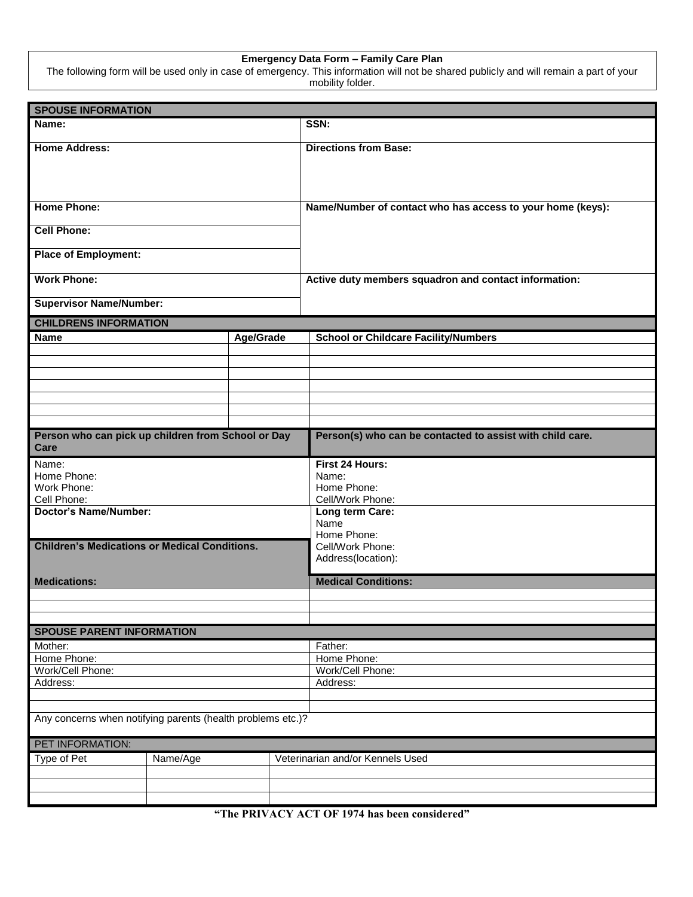**Emergency Data Form – Family Care Plan**

The following form will be used only in case of emergency. This information will not be shared publicly and will remain a part of your mobility folder.

| **SPOUSE INFORMATION** | |
|---|---|
| **Name:** | **SSN:** |
| **Home Address:** | **Directions from Base:** |
| **Home Phone:** | **Name/Number of contact who has access to your home (keys):** |
| **Cell Phone:** | |
| **Place of Employment:** | |
| **Work Phone:** | **Active duty members squadron and contact information:** |
| **Supervisor Name/Number:** | |

| **CHILDRENS INFORMATION** | | |
|---|---|---|
| **Name** | **Age/Grade** | **School or Childcare Facility/Numbers** |
| | | |
| | | |
| | | |
| | | |
| | | |
| | | |
| | | |

| **Person who can pick up children from School or Day Care** | **Person(s) who can be contacted to assist with child care.** |
|---|---|
| Name:<br>Home Phone:<br>Work Phone:<br>Cell Phone: | **First 24 Hours:**<br>Name:<br>Home Phone:<br>Cell/Work Phone: |
| **Doctor's Name/Number:** | **Long term Care:**<br>Name<br>Home Phone:<br>Cell/Work Phone:<br>Address(location): |
| **Children's Medications or Medical Conditions.** | |
| **Medications:** | **Medical Conditions:** |
| | |
| | |
| | |

| **SPOUSE PARENT INFORMATION** | |
|---|---|
| Mother: | Father: |
| Home Phone: | Home Phone: |
| Work/Cell Phone: | Work/Cell Phone: |
| Address: | Address: |
| | |
| | |
| Any concerns when notifying parents (health problems etc.)? | |

| PET INFORMATION: | | |
|---|---|---|
| Type of Pet | Name/Age | Veterinarian and/or Kennels Used |
| | | |
| | | |
| | | |

**"The PRIVACY ACT OF 1974 has been considered"**